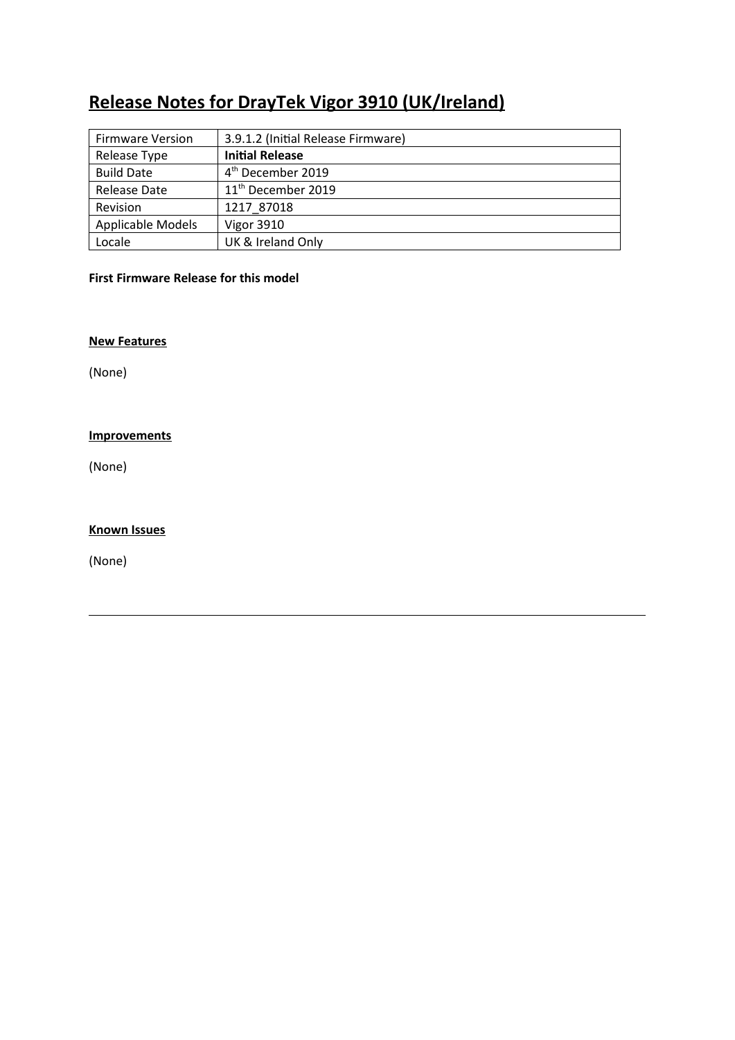# Release Notes for DrayTek Vigor 3910 (UK/Ireland)

| Firmware Version | 3.9.1.2 (Initial Release Firmware) |
| --- | --- |
| Release Type | **Initial Release** |
| Build Date | 4th December 2019 |
| Release Date | 11th December 2019 |
| Revision | 1217_87018 |
| Applicable Models | Vigor 3910 |
| Locale | UK & Ireland Only |

**First Firmware Release for this model**

## New Features

(None)

## Improvements

(None)

## Known Issues

(None)

---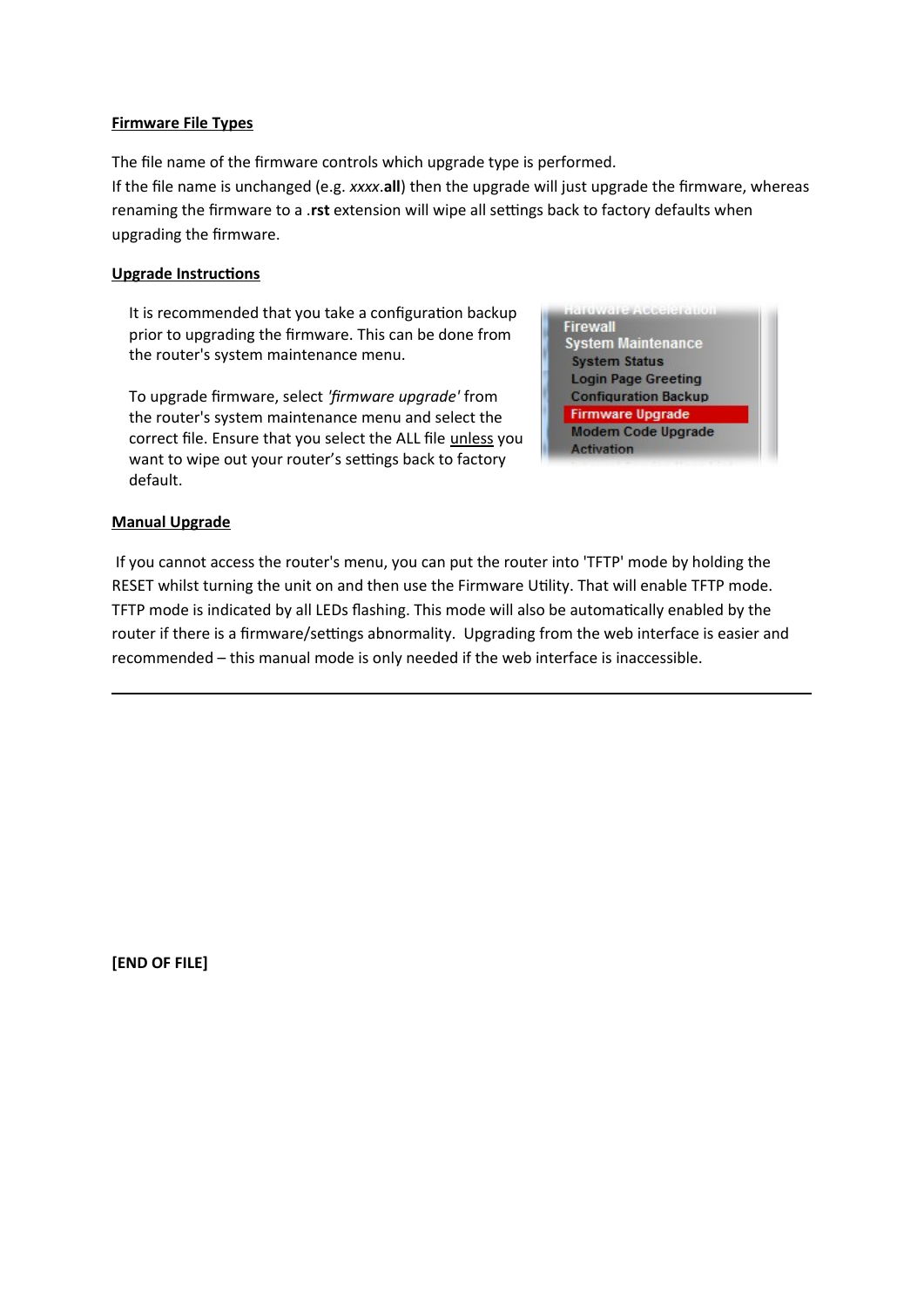**Firmware File Types**

The file name of the firmware controls which upgrade type is performed.
If the file name is unchanged (e.g. *xxxx*.**all**) then the upgrade will just upgrade the firmware, whereas renaming the firmware to a .**rst** extension will wipe all settings back to factory defaults when upgrading the firmware.

**Upgrade Instructions**

It is recommended that you take a configuration backup prior to upgrading the firmware. This can be done from the router's system maintenance menu.

To upgrade firmware, select *'firmware upgrade'* from the router's system maintenance menu and select the correct file. Ensure that you select the ALL file unless you want to wipe out your router's settings back to factory default.

**Manual Upgrade**

If you cannot access the router's menu, you can put the router into 'TFTP' mode by holding the RESET whilst turning the unit on and then use the Firmware Utility. That will enable TFTP mode. TFTP mode is indicated by all LEDs flashing. This mode will also be automatically enabled by the router if there is a firmware/settings abnormality. Upgrading from the web interface is easier and recommended – this manual mode is only needed if the web interface is inaccessible.

---

**[END OF FILE]**